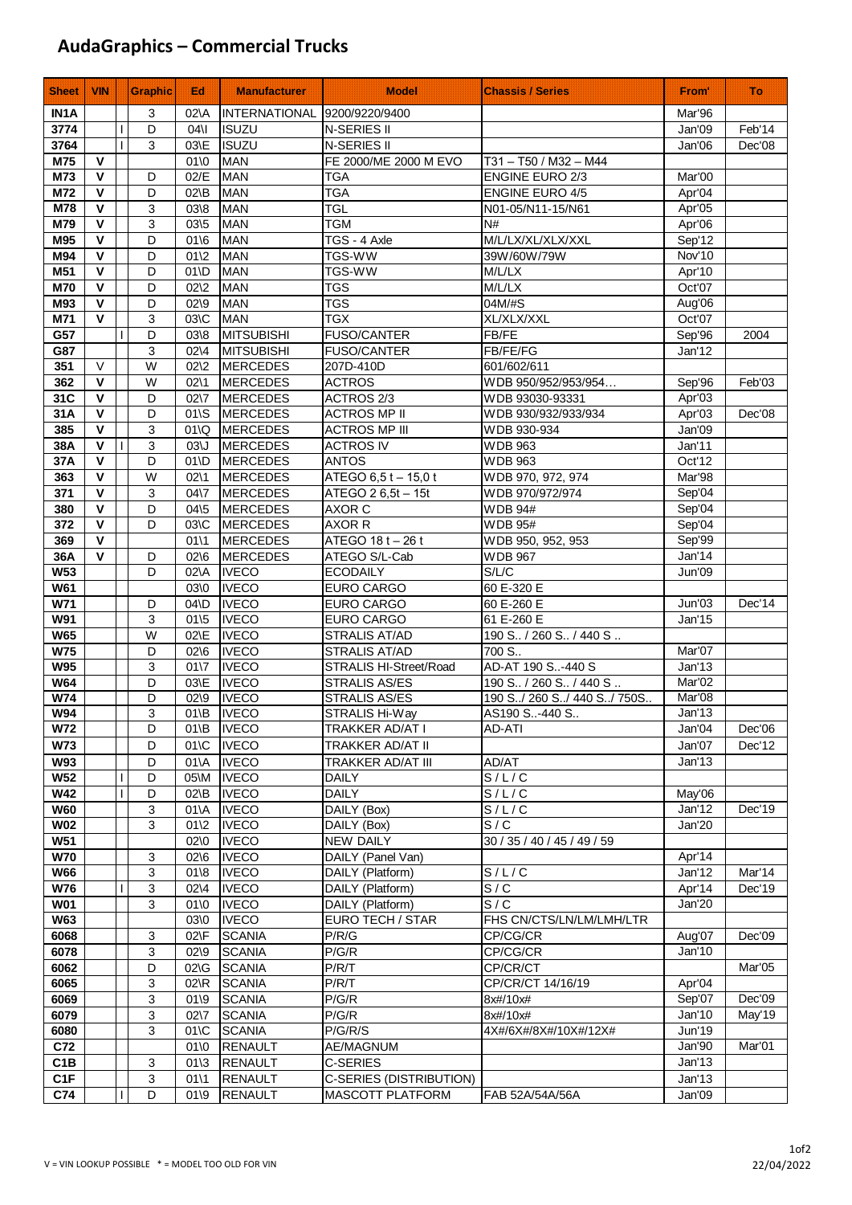# AudaGraphics – Commercial Trucks

| Sheet | VIN | | Graphic | Ed | Manufacturer | Model | Chassis / Series | From' | To |
|---|---|---|---|---|---|---|---|---|---|
| IN1A | | | 3 | 02\A | INTERNATIONAL | 9200/9220/9400 | | Mar'96 | |
| 3774 | | I | D | 04\I | ISUZU | N-SERIES II | | Jan'09 | Feb'14 |
| 3764 | | I | 3 | 03\E | ISUZU | N-SERIES II | | Jan'06 | Dec'08 |
| M75 | V | | | 01\0 | MAN | FE 2000/ME 2000 M EVO | T31 – T50 / M32 – M44 | | |
| M73 | V | | D | 02/E | MAN | TGA | ENGINE EURO 2/3 | Mar'00 | |
| M72 | V | | D | 02\B | MAN | TGA | ENGINE EURO 4/5 | Apr'04 | |
| M78 | V | | 3 | 03\8 | MAN | TGL | N01-05/N11-15/N61 | Apr'05 | |
| M79 | V | | 3 | 03\5 | MAN | TGM | N# | Apr'06 | |
| M95 | V | | D | 01\6 | MAN | TGS - 4 Axle | M/L/LX/XL/XLX/XXL | Sep'12 | |
| M94 | V | | D | 01\2 | MAN | TGS-WW | 39W/60W/79W | Nov'10 | |
| M51 | V | | D | 01\D | MAN | TGS-WW | M/L/LX | Apr'10 | |
| M70 | V | | D | 02\2 | MAN | TGS | M/L/LX | Oct'07 | |
| M93 | V | | D | 02\9 | MAN | TGS | 04M/#S | Aug'06 | |
| M71 | V | | 3 | 03\C | MAN | TGX | XL/XLX/XXL | Oct'07 | |
| G57 | | I | D | 03\8 | MITSUBISHI | FUSO/CANTER | FB/FE | Sep'96 | 2004 |
| G87 | | | 3 | 02\4 | MITSUBISHI | FUSO/CANTER | FB/FE/FG | Jan'12 | |
| 351 | V | | W | 02\2 | MERCEDES | 207D-410D | 601/602/611 | | |
| 362 | V | | W | 02\1 | MERCEDES | ACTROS | WDB 950/952/953/954… | Sep'96 | Feb'03 |
| 31C | V | | D | 02\7 | MERCEDES | ACTROS 2/3 | WDB 93030-93331 | Apr'03 | |
| 31A | V | | D | 01\S | MERCEDES | ACTROS MP II | WDB 930/932/933/934 | Apr'03 | Dec'08 |
| 385 | V | | 3 | 01\Q | MERCEDES | ACTROS MP III | WDB 930-934 | Jan'09 | |
| 38A | V | I | 3 | 03\J | MERCEDES | ACTROS IV | WDB 963 | Jan'11 | |
| 37A | V | | D | 01\D | MERCEDES | ANTOS | WDB 963 | Oct'12 | |
| 363 | V | | W | 02\1 | MERCEDES | ATEGO 6,5 t – 15,0 t | WDB 970, 972, 974 | Mar'98 | |
| 371 | V | | 3 | 04\7 | MERCEDES | ATEGO 2 6,5t – 15t | WDB 970/972/974 | Sep'04 | |
| 380 | V | | D | 04\5 | MERCEDES | AXOR C | WDB 94# | Sep'04 | |
| 372 | V | | D | 03\C | MERCEDES | AXOR R | WDB 95# | Sep'04 | |
| 369 | V | | | 01\1 | MERCEDES | ATEGO 18 t – 26 t | WDB 950, 952, 953 | Sep'99 | |
| 36A | V | | D | 02\6 | MERCEDES | ATEGO S/L-Cab | WDB 967 | Jan'14 | |
| W53 | | | D | 02\A | IVECO | ECODAILY | S/L/C | Jun'09 | |
| W61 | | | | 03\0 | IVECO | EURO CARGO | 60 E-320 E | | |
| W71 | | | D | 04\D | IVECO | EURO CARGO | 60 E-260 E | Jun'03 | Dec'14 |
| W91 | | | 3 | 01\5 | IVECO | EURO CARGO | 61 E-260 E | Jan'15 | |
| W65 | | | W | 02\E | IVECO | STRALIS AT/AD | 190 S.. / 260 S.. / 440 S .. | | |
| W75 | | | D | 02\6 | IVECO | STRALIS AT/AD | 700 S.. | Mar'07 | |
| W95 | | | 3 | 01\7 | IVECO | STRALIS HI-Street/Road | AD-AT 190 S..-440 S | Jan'13 | |
| W64 | | | D | 03\E | IVECO | STRALIS AS/ES | 190 S.. / 260 S.. / 440 S .. | Mar'02 | |
| W74 | | | D | 02\9 | IVECO | STRALIS AS/ES | 190 S../ 260 S../ 440 S../ 750S.. | Mar'08 | |
| W94 | | | 3 | 01\B | IVECO | STRALIS Hi-Way | AS190 S..-440 S.. | Jan'13 | |
| W72 | | | D | 01\B | IVECO | TRAKKER AD/AT I | AD-ATI | Jan'04 | Dec'06 |
| W73 | | | D | 01\C | IVECO | TRAKKER AD/AT II | | Jan'07 | Dec'12 |
| W93 | | | D | 01\A | IVECO | TRAKKER AD/AT III | AD/AT | Jan'13 | |
| W52 | | I | D | 05\M | IVECO | DAILY | S / L / C | | |
| W42 | | I | D | 02\B | IVECO | DAILY | S / L / C | May'06 | |
| W60 | | | 3 | 01\A | IVECO | DAILY (Box) | S / L / C | Jan'12 | Dec'19 |
| W02 | | | 3 | 01\2 | IVECO | DAILY (Box) | S / C | Jan'20 | |
| W51 | | | | 02\0 | IVECO | NEW DAILY | 30 / 35 / 40 / 45 / 49 / 59 | | |
| W70 | | | 3 | 02\6 | IVECO | DAILY (Panel Van) | | Apr'14 | |
| W66 | | | 3 | 01\8 | IVECO | DAILY (Platform) | S / L / C | Jan'12 | Mar'14 |
| W76 | | I | 3 | 02\4 | IVECO | DAILY (Platform) | S / C | Apr'14 | Dec'19 |
| W01 | | | 3 | 01\0 | IVECO | DAILY (Platform) | S / C | Jan'20 | |
| W63 | | | | 03\0 | IVECO | EURO TECH / STAR | FHS CN/CTS/LN/LM/LMH/LTR | | |
| 6068 | | | 3 | 02\F | SCANIA | P/R/G | CP/CG/CR | Aug'07 | Dec'09 |
| 6078 | | | 3 | 02\9 | SCANIA | P/G/R | CP/CG/CR | Jan'10 | |
| 6062 | | | D | 02\G | SCANIA | P/R/T | CP/CR/CT | | Mar'05 |
| 6065 | | | 3 | 02\R | SCANIA | P/R/T | CP/CR/CT 14/16/19 | Apr'04 | |
| 6069 | | | 3 | 01\9 | SCANIA | P/G/R | 8x#/10x# | Sep'07 | Dec'09 |
| 6079 | | | 3 | 02\7 | SCANIA | P/G/R | 8x#/10x# | Jan'10 | May'19 |
| 6080 | | | 3 | 01\C | SCANIA | P/G/R/S | 4X#/6X#/8X#/10X#/12X# | Jun'19 | |
| C72 | | | | 01\0 | RENAULT | AE/MAGNUM | | Jan'90 | Mar'01 |
| C1B | | | 3 | 01\3 | RENAULT | C-SERIES | | Jan'13 | |
| C1F | | | 3 | 01\1 | RENAULT | C-SERIES (DISTRIBUTION) | | Jan'13 | |
| C74 | | I | D | 01\9 | RENAULT | MASCOTT PLATFORM | FAB 52A/54A/56A | Jan'09 | |

V = VIN LOOKUP POSSIBLE * = MODEL TOO OLD FOR VIN

22/04/2022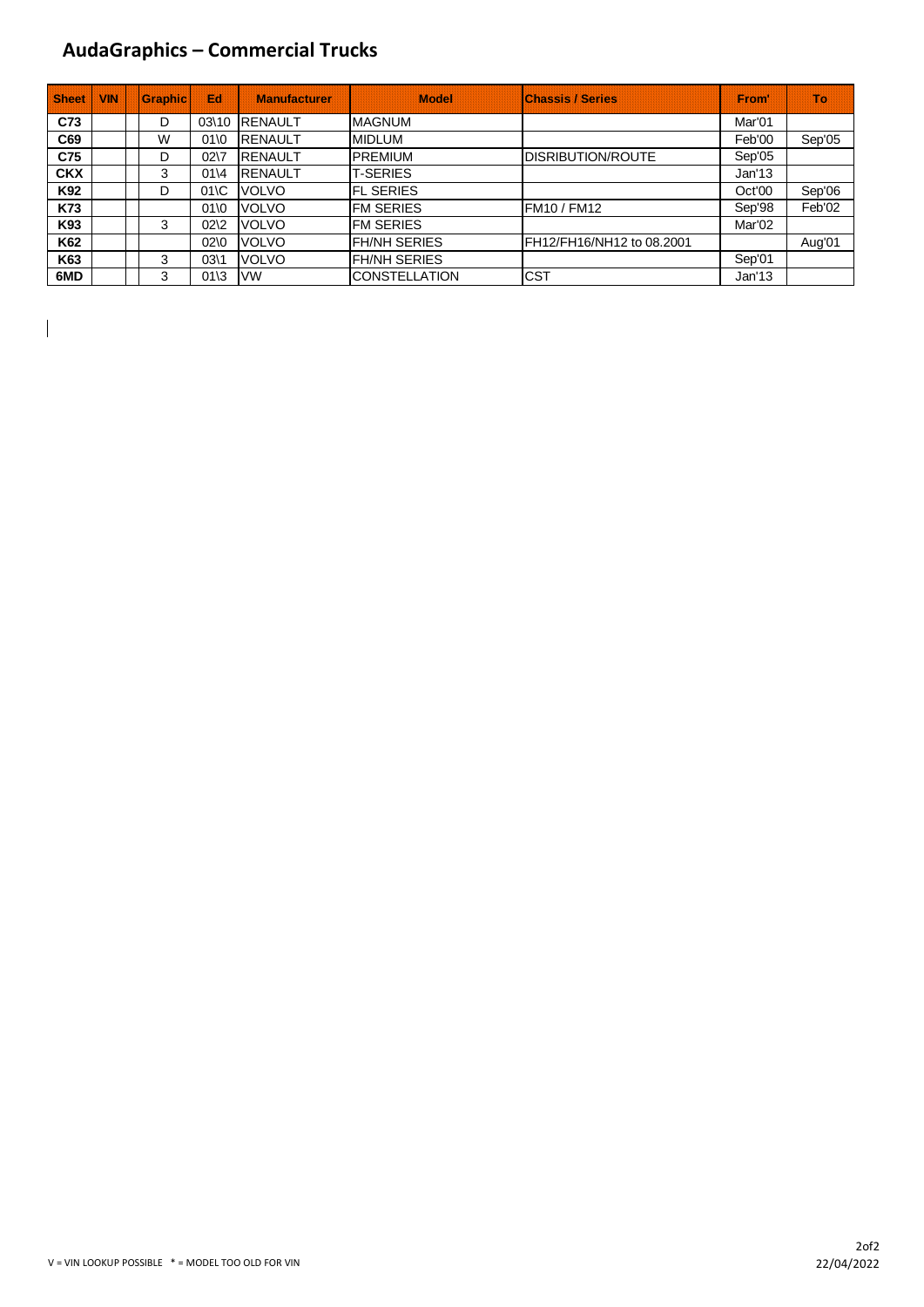## AudaGraphics – Commercial Trucks

| Sheet | VIN | | Graphic | Ed | Manufacturer | Model | Chassis / Series | From' | To |
|---|---|---|---|---|---|---|---|---|---|
| C73 | | | D | 03\10 | RENAULT | MAGNUM | | Mar'01 | |
| C69 | | | W | 01\0 | RENAULT | MIDLUM | | Feb'00 | Sep'05 |
| C75 | | | D | 02\7 | RENAULT | PREMIUM | DISRIBUTION/ROUTE | Sep'05 | |
| CKX | | | 3 | 01\4 | RENAULT | T-SERIES | | Jan'13 | |
| K92 | | | D | 01\C | VOLVO | FL SERIES | | Oct'00 | Sep'06 |
| K73 | | | | 01\0 | VOLVO | FM SERIES | FM10 / FM12 | Sep'98 | Feb'02 |
| K93 | | | 3 | 02\2 | VOLVO | FM SERIES | | Mar'02 | |
| K62 | | | | 02\0 | VOLVO | FH/NH SERIES | FH12/FH16/NH12 to 08.2001 | | Aug'01 |
| K63 | | | 3 | 03\1 | VOLVO | FH/NH SERIES | | Sep'01 | |
| 6MD | | | 3 | 01\3 | VW | CONSTELLATION | CST | Jan'13 | |

V = VIN LOOKUP POSSIBLE * = MODEL TOO OLD FOR VIN

22/04/2022